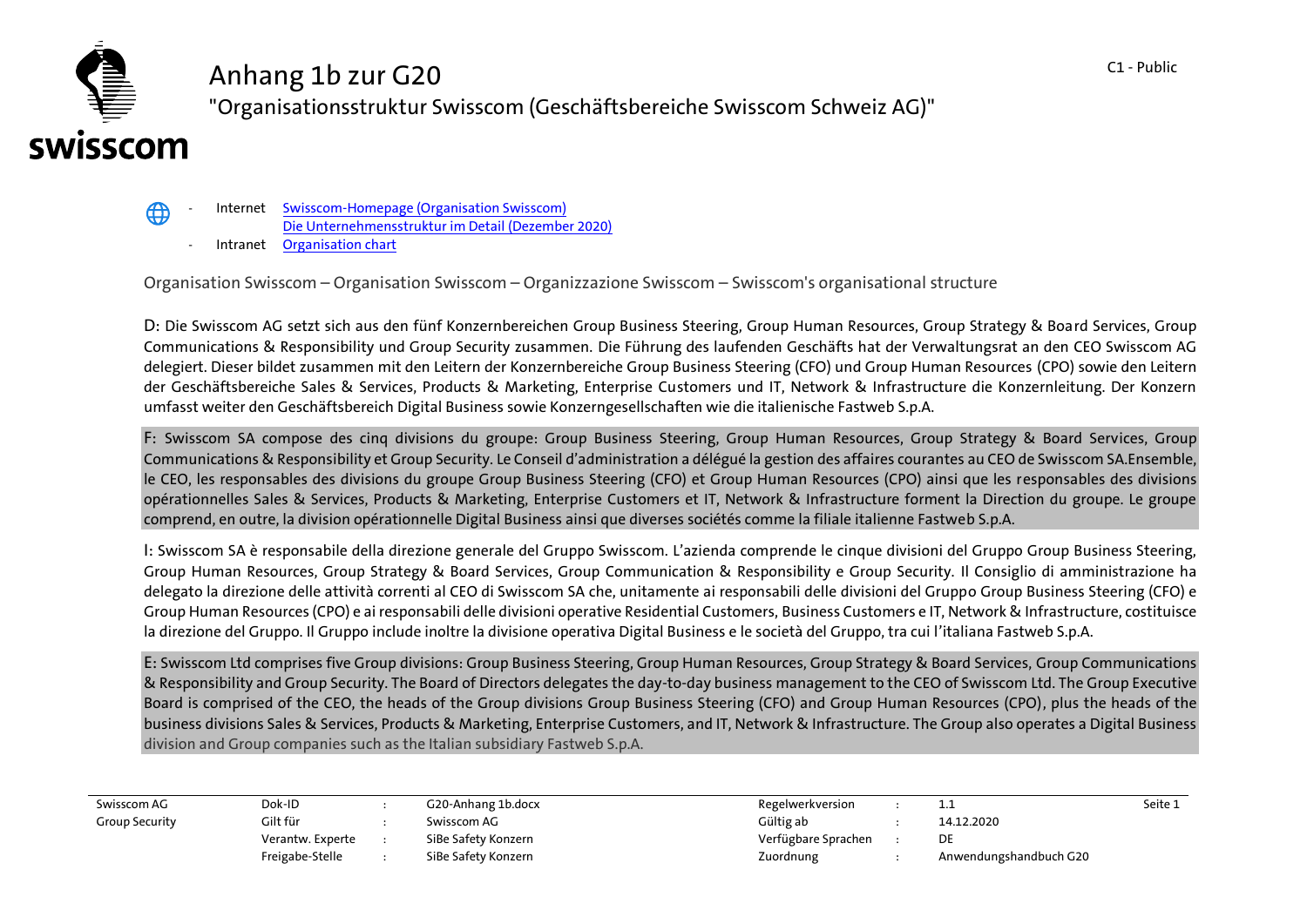# Anhang 1b zur G20

## "Organisationsstruktur Swisscom (Geschäftsbereiche Swisscom Schweiz AG)"

C1 - Public

- Internet [Swisscom-Homepage (Organisation Swisscom)](#)
  [Die Unternehmensstruktur im Detail (Dezember 2020)](#)
- Intranet [Organisation chart](#)

Organisation Swisscom – Organisation Swisscom – Organizzazione Swisscom – Swisscom's organisational structure

D: Die Swisscom AG setzt sich aus den fünf Konzernbereichen Group Business Steering, Group Human Resources, Group Strategy & Board Services, Group Communications & Responsibility und Group Security zusammen. Die Führung des laufenden Geschäfts hat der Verwaltungsrat an den CEO Swisscom AG delegiert. Dieser bildet zusammen mit den Leitern der Konzernbereiche Group Business Steering (CFO) und Group Human Resources (CPO) sowie den Leitern der Geschäftsbereiche Sales & Services, Products & Marketing, Enterprise Customers und IT, Network & Infrastructure die Konzernleitung. Der Konzern umfasst weiter den Geschäftsbereich Digital Business sowie Konzerngesellschaften wie die italienische Fastweb S.p.A.

F: Swisscom SA compose des cinq divisions du groupe: Group Business Steering, Group Human Resources, Group Strategy & Board Services, Group Communications & Responsibility et Group Security. Le Conseil d'administration a délégué la gestion des affaires courantes au CEO de Swisscom SA.Ensemble, le CEO, les responsables des divisions du groupe Group Business Steering (CFO) et Group Human Resources (CPO) ainsi que les responsables des divisions opérationnelles Sales & Services, Products & Marketing, Enterprise Customers et IT, Network & Infrastructure forment la Direction du groupe. Le groupe comprend, en outre, la division opérationnelle Digital Business ainsi que diverses sociétés comme la filiale italienne Fastweb S.p.A.

I: Swisscom SA è responsabile della direzione generale del Gruppo Swisscom. L'azienda comprende le cinque divisioni del Gruppo Group Business Steering, Group Human Resources, Group Strategy & Board Services, Group Communication & Responsibility e Group Security. Il Consiglio di amministrazione ha delegato la direzione delle attività correnti al CEO di Swisscom SA che, unitamente ai responsabili delle divisioni del Gruppo Group Business Steering (CFO) e Group Human Resources (CPO) e ai responsabili delle divisioni operative Residential Customers, Business Customers e IT, Network & Infrastructure, costituisce la direzione del Gruppo. Il Gruppo include inoltre la divisione operativa Digital Business e le società del Gruppo, tra cui l'italiana Fastweb S.p.A.

E: Swisscom Ltd comprises five Group divisions: Group Business Steering, Group Human Resources, Group Strategy & Board Services, Group Communications & Responsibility and Group Security. The Board of Directors delegates the day-to-day business management to the CEO of Swisscom Ltd. The Group Executive Board is comprised of the CEO, the heads of the Group divisions Group Business Steering (CFO) and Group Human Resources (CPO), plus the heads of the business divisions Sales & Services, Products & Marketing, Enterprise Customers, and IT, Network & Infrastructure. The Group also operates a Digital Business division and Group companies such as the Italian subsidiary Fastweb S.p.A.

| Swisscom AG | Dok-ID | : | G20-Anhang 1b.docx | Regelwerkversion | : | 1.1 |
|---|---|---|---|---|---|---|
| Group Security | Gilt für | : | Swisscom AG | Gültig ab | : | 14.12.2020 |
| | Verantw. Experte | : | SiBe Safety Konzern | Verfügbare Sprachen | : | DE |
| | Freigabe-Stelle | : | SiBe Safety Konzern | Zuordnung | : | Anwendungshandbuch G20 |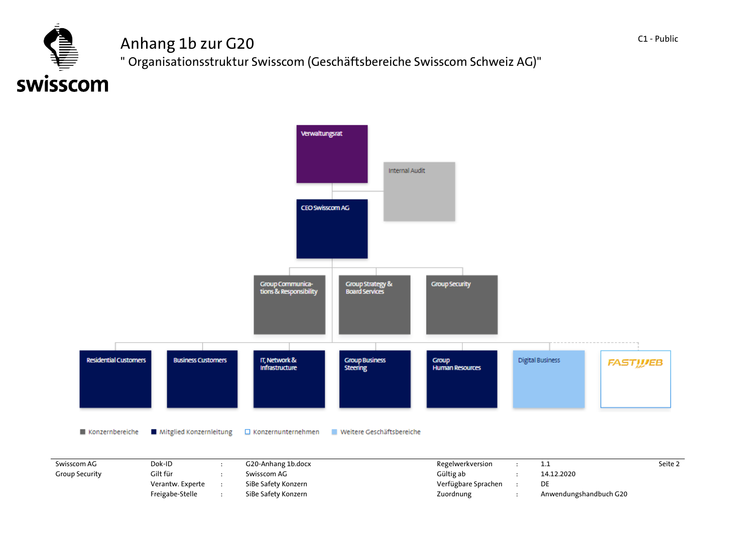# Anhang 1b zur G20

## " Organisationsstruktur Swisscom (Geschäftsbereiche Swisscom Schweiz AG)"

C1 - Public

Verwaltungsrat

Internal Audit

CEO Swisscom AG

Group Communications & Responsibility

Group Strategy & Board Services

Group Security

Residential Customers

Business Customers

IT, Network & Infrastructure

Group Business Steering

Group Human Resources

Digital Business

FASTWEB

Konzernbereiche

Mitglied Konzernleitung

Konzernunternehmen

Weitere Geschäftsbereiche

| | | | | | | |
|---|---|---|---|---|---|---|
| Swisscom AG | Dok-ID | : | G20-Anhang 1b.docx | Regelwerkversion | : | 1.1 |
| Group Security | Gilt für | : | Swisscom AG | Gültig ab | : | 14.12.2020 |
| | Verantw. Experte | : | SiBe Safety Konzern | Verfügbare Sprachen | : | DE |
| | Freigabe-Stelle | : | SiBe Safety Konzern | Zuordnung | : | Anwendungshandbuch G20 |